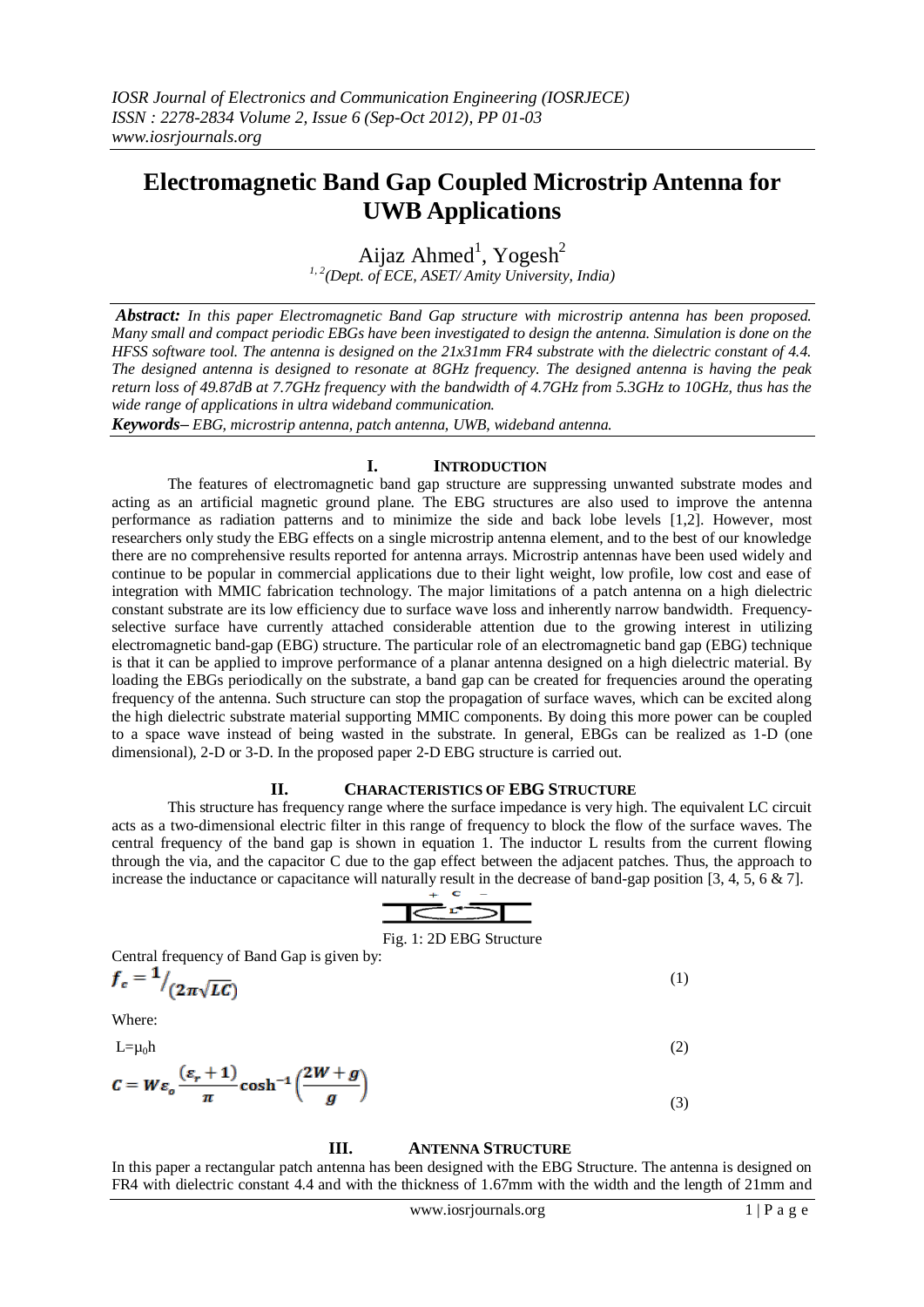# Electromagnetic Band Gap Coupled Microstrip Antenna for UWB Applications

Aijaz Ahmed[1], Yogesh[2]

[1, 2](Dept. of ECE, ASET/ Amity University, India)

***Abstract:*** *In this paper Electromagnetic Band Gap structure with microstrip antenna has been proposed. Many small and compact periodic EBGs have been investigated to design the antenna. Simulation is done on the HFSS software tool. The antenna is designed on the 21x31mm FR4 substrate with the dielectric constant of 4.4. The designed antenna is designed to resonate at 8GHz frequency. The designed antenna is having the peak return loss of 49.87dB at 7.7GHz frequency with the bandwidth of 4.7GHz from 5.3GHz to 10GHz, thus has the wide range of applications in ultra wideband communication.*

***Keywords–*** *EBG, microstrip antenna, patch antenna, UWB, wideband antenna.*

## I. INTRODUCTION

The features of electromagnetic band gap structure are suppressing unwanted substrate modes and acting as an artificial magnetic ground plane. The EBG structures are also used to improve the antenna performance as radiation patterns and to minimize the side and back lobe levels [1,2]. However, most researchers only study the EBG effects on a single microstrip antenna element, and to the best of our knowledge there are no comprehensive results reported for antenna arrays. Microstrip antennas have been used widely and continue to be popular in commercial applications due to their light weight, low profile, low cost and ease of integration with MMIC fabrication technology. The major limitations of a patch antenna on a high dielectric constant substrate are its low efficiency due to surface wave loss and inherently narrow bandwidth. Frequency-selective surface have currently attached considerable attention due to the growing interest in utilizing electromagnetic band-gap (EBG) structure. The particular role of an electromagnetic band gap (EBG) technique is that it can be applied to improve performance of a planar antenna designed on a high dielectric material. By loading the EBGs periodically on the substrate, a band gap can be created for frequencies around the operating frequency of the antenna. Such structure can stop the propagation of surface waves, which can be excited along the high dielectric substrate material supporting MMIC components. By doing this more power can be coupled to a space wave instead of being wasted in the substrate. In general, EBGs can be realized as 1-D (one dimensional), 2-D or 3-D. In the proposed paper 2-D EBG structure is carried out.

## II. CHARACTERISTICS OF EBG STRUCTURE

This structure has frequency range where the surface impedance is very high. The equivalent LC circuit acts as a two-dimensional electric filter in this range of frequency to block the flow of the surface waves. The central frequency of the band gap is shown in equation 1. The inductor L results from the current flowing through the via, and the capacitor C due to the gap effect between the adjacent patches. Thus, the approach to increase the inductance or capacitance will naturally result in the decrease of band-gap position [3, 4, 5, 6 & 7].

Fig. 1: 2D EBG Structure

Central frequency of Band Gap is given by:

$$f_c = 1/(2\pi\sqrt{LC}) \tag{1}$$

Where:

$$L = \mu_0 h \tag{2}$$

$$C = W\varepsilon_o \frac{(\varepsilon_r + 1)}{\pi} \cosh^{-1}\left(\frac{2W + g}{g}\right) \tag{3}$$

## III. ANTENNA STRUCTURE

In this paper a rectangular patch antenna has been designed with the EBG Structure. The antenna is designed on FR4 with dielectric constant 4.4 and with the thickness of 1.67mm with the width and the length of 21mm and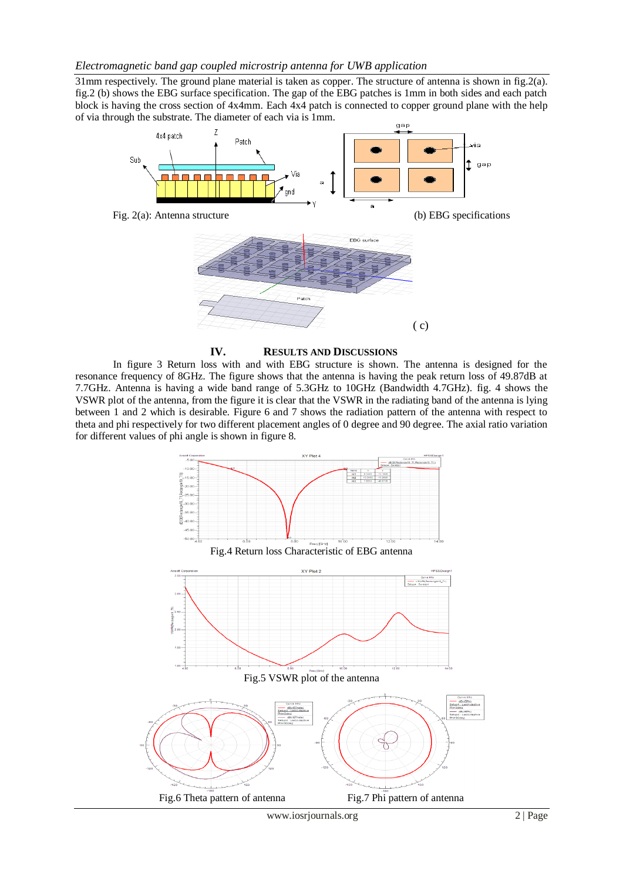31mm respectively. The ground plane material is taken as copper. The structure of antenna is shown in fig.2(a). fig.2 (b) shows the EBG surface specification. The gap of the EBG patches is 1mm in both sides and each patch block is having the cross section of 4x4mm. Each 4x4 patch is connected to copper ground plane with the help of via through the substrate. The diameter of each via is 1mm.

Fig. 2(a): Antenna structure (b) EBG specifications

( c)

## IV. RESULTS AND DISCUSSIONS

In figure 3 Return loss with and with EBG structure is shown. The antenna is designed for the resonance frequency of 8GHz. The figure shows that the antenna is having the peak return loss of 49.87dB at 7.7GHz. Antenna is having a wide band range of 5.3GHz to 10GHz (Bandwidth 4.7GHz). fig. 4 shows the VSWR plot of the antenna, from the figure it is clear that the VSWR in the radiating band of the antenna is lying between 1 and 2 which is desirable. Figure 6 and 7 shows the radiation pattern of the antenna with respect to theta and phi respectively for two different placement angles of 0 degree and 90 degree. The axial ratio variation for different values of phi angle is shown in figure 8.

Fig.4 Return loss Characteristic of EBG antenna

Fig.5 VSWR plot of the antenna

Fig.6 Theta pattern of antenna

Fig.7 Phi pattern of antenna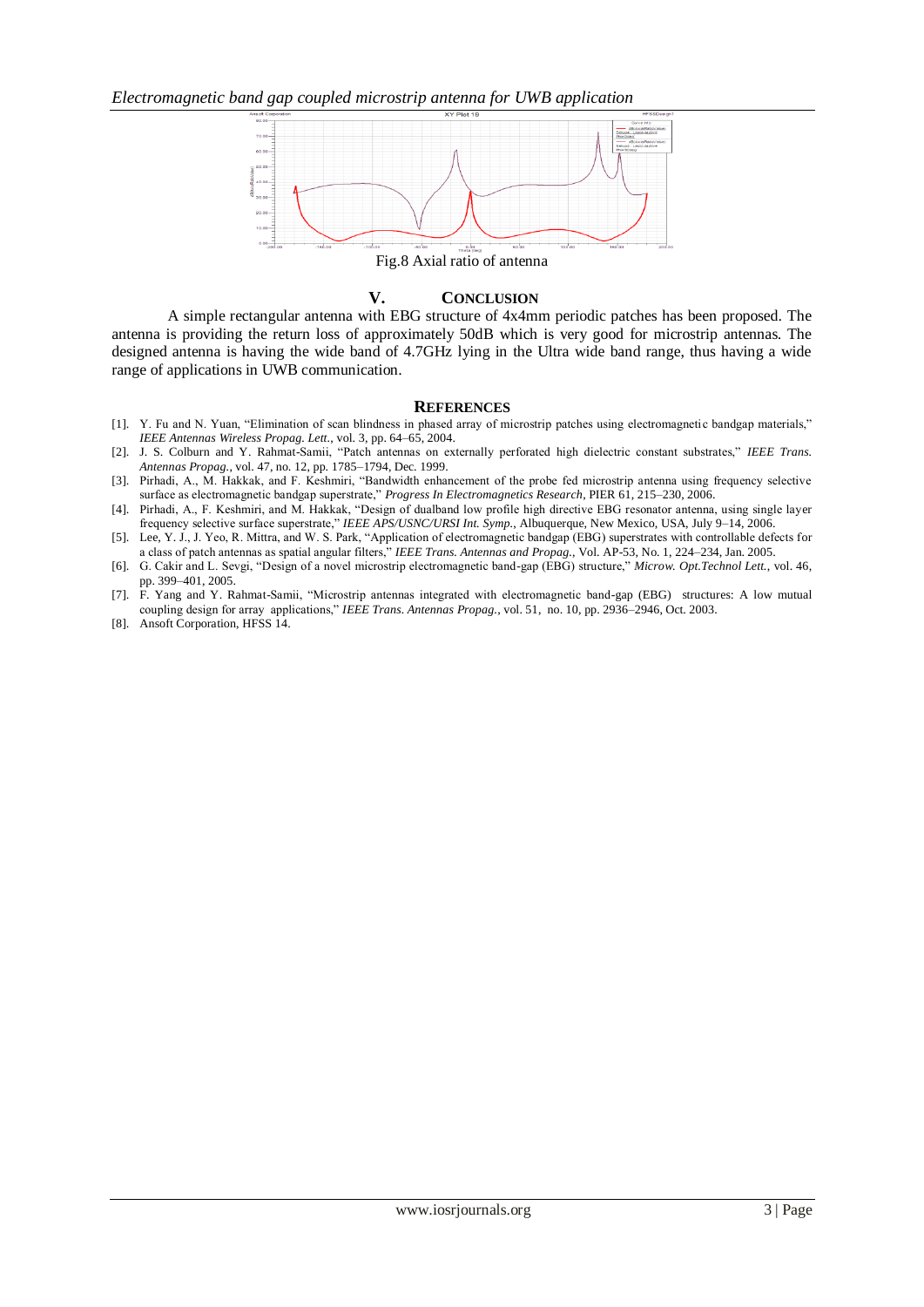Ansoft Corporation

XY Plot 18

HFSSDesign1

80.00

70.00

60.00

50.00

40.00

30.00

20.00

10.00

0.00

-200.00 -150.00 -100.00 -50.00 0.00 50.00 100.00 150.00 200.00

Theta [deg]

Fig.8 Axial ratio of antenna

## V. CONCLUSION

A simple rectangular antenna with EBG structure of 4x4mm periodic patches has been proposed. The antenna is providing the return loss of approximately 50dB which is very good for microstrip antennas. The designed antenna is having the wide band of 4.7GHz lying in the Ultra wide band range, thus having a wide range of applications in UWB communication.

## REFERENCES

[1]. Y. Fu and N. Yuan, "Elimination of scan blindness in phased array of microstrip patches using electromagnetic bandgap materials," *IEEE Antennas Wireless Propag. Lett.*, vol. 3, pp. 64–65, 2004.

[2]. J. S. Colburn and Y. Rahmat-Samii, "Patch antennas on externally perforated high dielectric constant substrates," *IEEE Trans. Antennas Propag.*, vol. 47, no. 12, pp. 1785–1794, Dec. 1999.

[3]. Pirhadi, A., M. Hakkak, and F. Keshmiri, "Bandwidth enhancement of the probe fed microstrip antenna using frequency selective surface as electromagnetic bandgap superstrate," *Progress In Electromagnetics Research*, PIER 61, 215–230, 2006.

[4]. Pirhadi, A., F. Keshmiri, and M. Hakkak, "Design of dualband low profile high directive EBG resonator antenna, using single layer frequency selective surface superstrate," *IEEE APS/USNC/URSI Int. Symp.*, Albuquerque, New Mexico, USA, July 9–14, 2006.

[5]. Lee, Y. J., J. Yeo, R. Mittra, and W. S. Park, "Application of electromagnetic bandgap (EBG) superstrates with controllable defects for a class of patch antennas as spatial angular filters," *IEEE Trans. Antennas and Propag.*, Vol. AP-53, No. 1, 224–234, Jan. 2005.

[6]. G. Cakir and L. Sevgi, "Design of a novel microstrip electromagnetic band-gap (EBG) structure," *Microw. Opt.Technol Lett.*, vol. 46, pp. 399–401, 2005.

[7]. F. Yang and Y. Rahmat-Samii, "Microstrip antennas integrated with electromagnetic band-gap (EBG) structures: A low mutual coupling design for array applications," *IEEE Trans. Antennas Propag.*, vol. 51, no. 10, pp. 2936–2946, Oct. 2003.

[8]. Ansoft Corporation, HFSS 14.